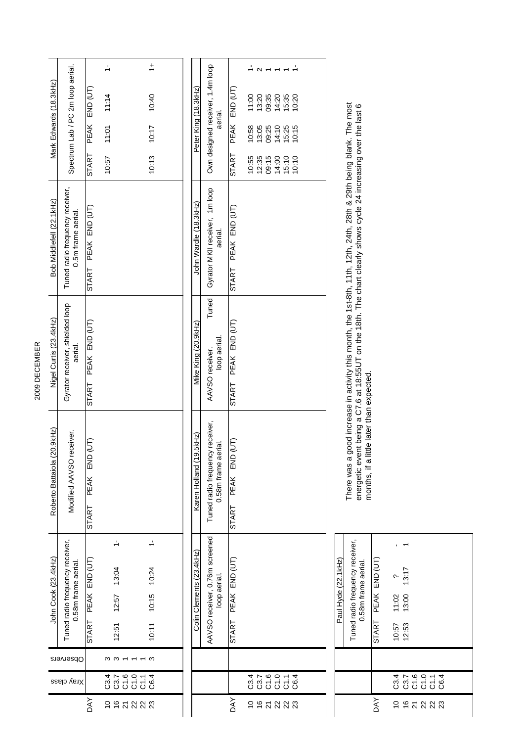# 2009 DECEMBER

| DAY | Xray class | Observers | John Cook (23.4kHz) | | | | Roberto Battaiola (20.9kHz) | | | | Nigel Curtis (23.4kHz) | | | | Bob Middlefell (22.1kHz) | | | | Mark Edwards (18.3kHz) | | | |
|---|---|---|---|---|---|---|---|---|---|---|---|---|---|---|---|---|---|---|---|---|---|---|
| | | | Tuned radio frequency receiver, 0.58m frame aerial. | | | | Modified AAVSO receiver. | | | | Gyrator receiver, shielded loop aerial. | | | | Tuned radio frequency receiver, 0.5m frame aerial. | | | | Spectrum Lab / PC 2m loop aerial. | | | |
| | | | START | PEAK | END (UT) | | START | PEAK | END (UT) | | START | PEAK | END (UT) | | START | PEAK | END (UT) | | START | PEAK | END (UT) | |
| 10 | C3.4 | 3 | | | | | | | | | | | | | | | | | 10:57 | 11:01 | 11:14 | 1- |
| 16 | C3.7 | 3 | 12:51 | 12:57 | 13:04 | 1- | | | | | | | | | | | | | | | | |
| 21 | C1.6 | 1 | | | | | | | | | | | | | | | | | | | | |
| 22 | C1.0 | 1 | | | | | | | | | | | | | | | | | | | | |
| 22 | C1.1 | 1 | | | | | | | | | | | | | | | | | | | | |
| 23 | C6.4 | 3 | 10:11 | 10:15 | 10:24 | 1- | | | | | | | | | | | | | 10:13 | 10:17 | 10:40 | 1+ |

| DAY | Xray class | Colin Clements (23.4kHz) | | | | Karen Holland (19.5kHz) | | | | Mike King (20.9kHz) | | | | John Wardle (18.3kHz) | | | | Peter King (18.3kHz) | | | |
|---|---|---|---|---|---|---|---|---|---|---|---|---|---|---|---|---|---|---|---|---|---|
| | | AAVSO receiver, 0.76m screened loop aerial. | | | | Tuned radio frequency receiver, 0.58m frame aerial. | | | | AAVSO receiver. Tuned loop aerial. | | | | Gyrator MKII receiver, 1m loop aerial. | | | | Own designed receiver, 1.4m loop aerial. | | | |
| | | START | PEAK | END (UT) | | START | PEAK | END (UT) | | START | PEAK | END (UT) | | START | PEAK | END (UT) | | START | PEAK | END (UT) | |
| 10 | C3.4 | | | | | | | | | | | | | | | | | 10:55 | 10:58 | 11:00 | 1- |
| 16 | C3.7 | | | | | | | | | | | | | | | | | 12:35 | 13:05 | 13:20 | 2 |
| 21 | C1.6 | | | | | | | | | | | | | | | | | 09:15 | 09:25 | 09:35 | 1 |
| 22 | C1.0 | | | | | | | | | | | | | | | | | 14:00 | 14:10 | 14:20 | 1 |
| 22 | C1.1 | | | | | | | | | | | | | | | | | 15:10 | 15:25 | 15:35 | 1 |
| 23 | C6.4 | | | | | | | | | | | | | | | | | 10:10 | 10:15 | 10:20 | 1- |

| DAY | Xray class | Paul Hyde (22.1kHz) | | | |
|---|---|---|---|---|---|
| | | Tuned radio frequency receiver, 0.58m frame aerial. | | | |
| | | START | PEAK | END (UT) | |
| 10 | C3.4 | 10:57 | 11:02 | ? | - |
| 16 | C3.7 | 12:53 | 13:00 | 13:17 | 1 |
| 21 | C1.6 | | | | |
| 22 | C1.0 | | | | |
| 22 | C1.1 | | | | |
| 23 | C6.4 | | | | |

There was a good increase in activity this month, the 1st-8th, 11th, 12th, 24th, 28th & 29th being blank. The most energetic event being a C7.6 at 18:55UT on the 18th. The chart clearly shows cycle 24 increasing over the last 6 months, if a little later than expected.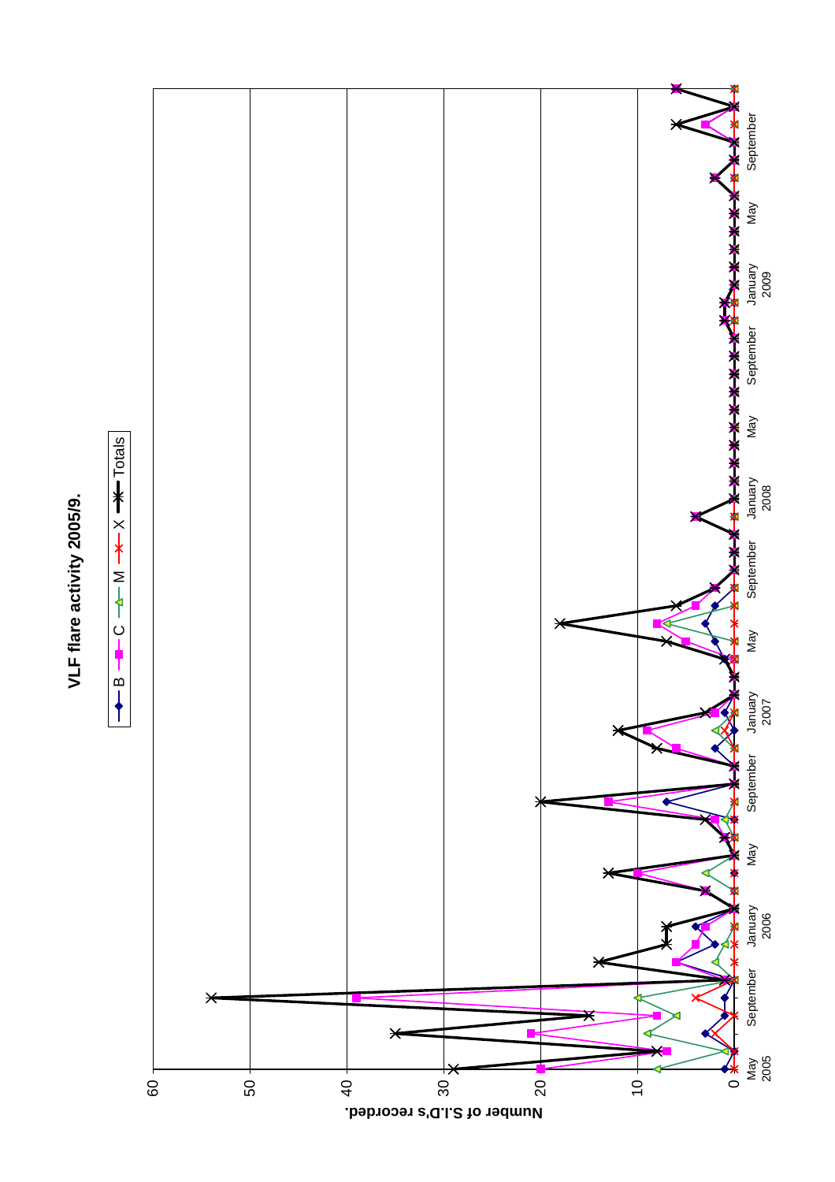VLF flare activity 2005/9.

B C M X Totals

Number of S.I.D's recorded.

0
10
20
30
40
50
60

May 2005
September
January 2006
May
September
January 2007
May
September
January 2008
May
September
January 2009
May
September